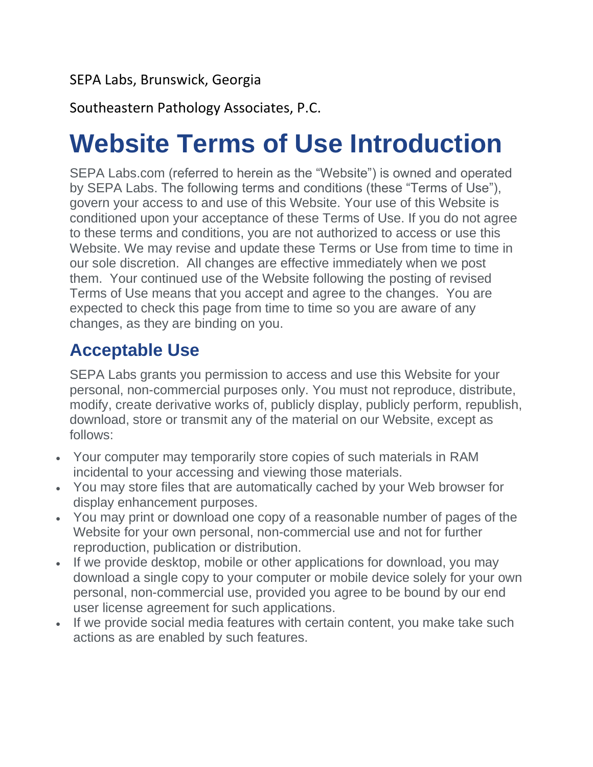SEPA Labs, Brunswick, Georgia

Southeastern Pathology Associates, P.C.

# Website Terms of Use Introduction

SEPA Labs.com (referred to herein as the "Website") is owned and operated by SEPA Labs. The following terms and conditions (these "Terms of Use"), govern your access to and use of this Website. Your use of this Website is conditioned upon your acceptance of these Terms of Use. If you do not agree to these terms and conditions, you are not authorized to access or use this Website. We may revise and update these Terms or Use from time to time in our sole discretion. All changes are effective immediately when we post them. Your continued use of the Website following the posting of revised Terms of Use means that you accept and agree to the changes. You are expected to check this page from time to time so you are aware of any changes, as they are binding on you.

## Acceptable Use

SEPA Labs grants you permission to access and use this Website for your personal, non-commercial purposes only. You must not reproduce, distribute, modify, create derivative works of, publicly display, publicly perform, republish, download, store or transmit any of the material on our Website, except as follows:

- Your computer may temporarily store copies of such materials in RAM incidental to your accessing and viewing those materials.
- You may store files that are automatically cached by your Web browser for display enhancement purposes.
- You may print or download one copy of a reasonable number of pages of the Website for your own personal, non-commercial use and not for further reproduction, publication or distribution.
- If we provide desktop, mobile or other applications for download, you may download a single copy to your computer or mobile device solely for your own personal, non-commercial use, provided you agree to be bound by our end user license agreement for such applications.
- If we provide social media features with certain content, you make take such actions as are enabled by such features.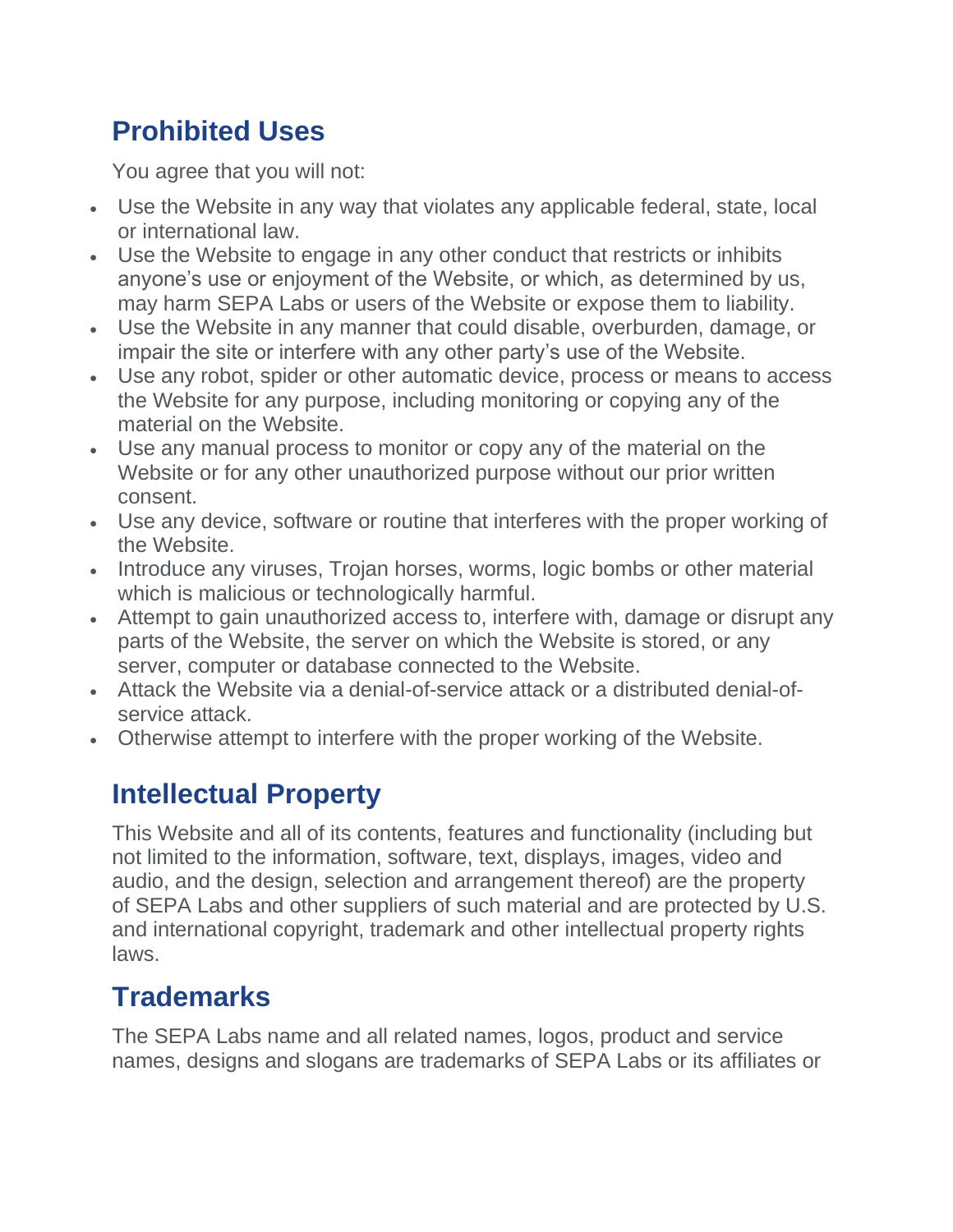## Prohibited Uses

You agree that you will not:

- Use the Website in any way that violates any applicable federal, state, local or international law.
- Use the Website to engage in any other conduct that restricts or inhibits anyone's use or enjoyment of the Website, or which, as determined by us, may harm SEPA Labs or users of the Website or expose them to liability.
- Use the Website in any manner that could disable, overburden, damage, or impair the site or interfere with any other party's use of the Website.
- Use any robot, spider or other automatic device, process or means to access the Website for any purpose, including monitoring or copying any of the material on the Website.
- Use any manual process to monitor or copy any of the material on the Website or for any other unauthorized purpose without our prior written consent.
- Use any device, software or routine that interferes with the proper working of the Website.
- Introduce any viruses, Trojan horses, worms, logic bombs or other material which is malicious or technologically harmful.
- Attempt to gain unauthorized access to, interfere with, damage or disrupt any parts of the Website, the server on which the Website is stored, or any server, computer or database connected to the Website.
- Attack the Website via a denial-of-service attack or a distributed denial-of-service attack.
- Otherwise attempt to interfere with the proper working of the Website.

## Intellectual Property

This Website and all of its contents, features and functionality (including but not limited to the information, software, text, displays, images, video and audio, and the design, selection and arrangement thereof) are the property of SEPA Labs and other suppliers of such material and are protected by U.S. and international copyright, trademark and other intellectual property rights laws.

## Trademarks

The SEPA Labs name and all related names, logos, product and service names, designs and slogans are trademarks of SEPA Labs or its affiliates or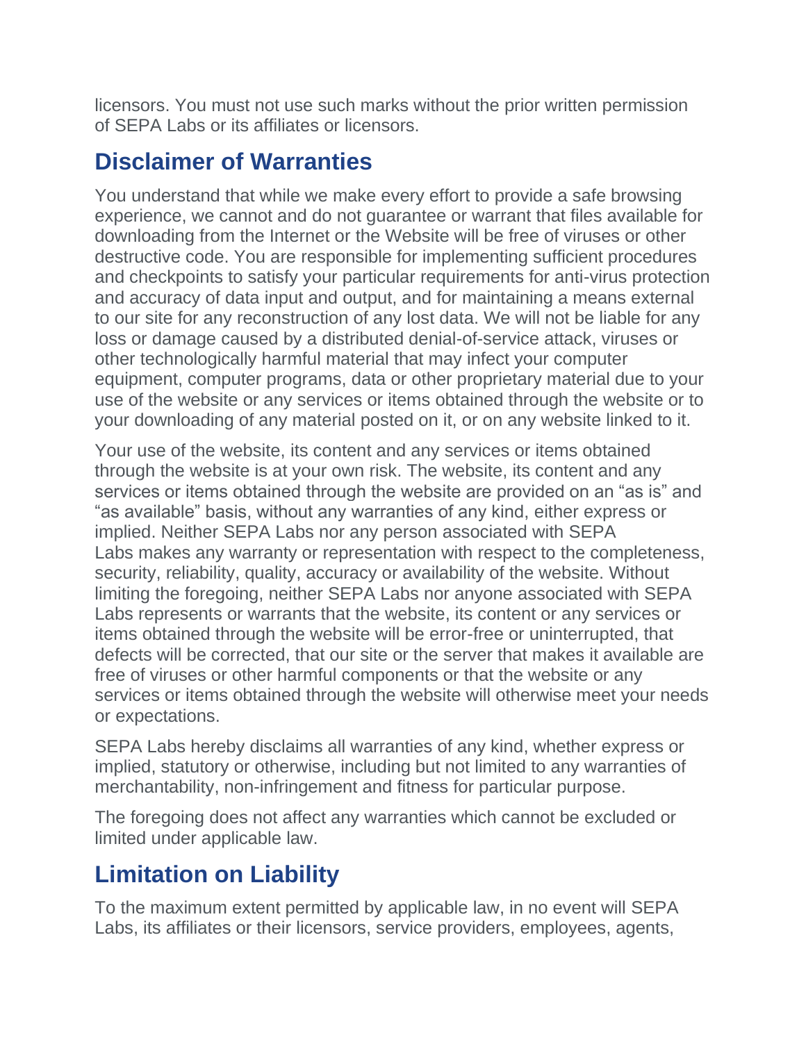licensors. You must not use such marks without the prior written permission of SEPA Labs or its affiliates or licensors.

## Disclaimer of Warranties

You understand that while we make every effort to provide a safe browsing experience, we cannot and do not guarantee or warrant that files available for downloading from the Internet or the Website will be free of viruses or other destructive code. You are responsible for implementing sufficient procedures and checkpoints to satisfy your particular requirements for anti-virus protection and accuracy of data input and output, and for maintaining a means external to our site for any reconstruction of any lost data. We will not be liable for any loss or damage caused by a distributed denial-of-service attack, viruses or other technologically harmful material that may infect your computer equipment, computer programs, data or other proprietary material due to your use of the website or any services or items obtained through the website or to your downloading of any material posted on it, or on any website linked to it.

Your use of the website, its content and any services or items obtained through the website is at your own risk. The website, its content and any services or items obtained through the website are provided on an "as is" and "as available" basis, without any warranties of any kind, either express or implied. Neither SEPA Labs nor any person associated with SEPA Labs makes any warranty or representation with respect to the completeness, security, reliability, quality, accuracy or availability of the website. Without limiting the foregoing, neither SEPA Labs nor anyone associated with SEPA Labs represents or warrants that the website, its content or any services or items obtained through the website will be error-free or uninterrupted, that defects will be corrected, that our site or the server that makes it available are free of viruses or other harmful components or that the website or any services or items obtained through the website will otherwise meet your needs or expectations.

SEPA Labs hereby disclaims all warranties of any kind, whether express or implied, statutory or otherwise, including but not limited to any warranties of merchantability, non-infringement and fitness for particular purpose.

The foregoing does not affect any warranties which cannot be excluded or limited under applicable law.

## Limitation on Liability

To the maximum extent permitted by applicable law, in no event will SEPA Labs, its affiliates or their licensors, service providers, employees, agents,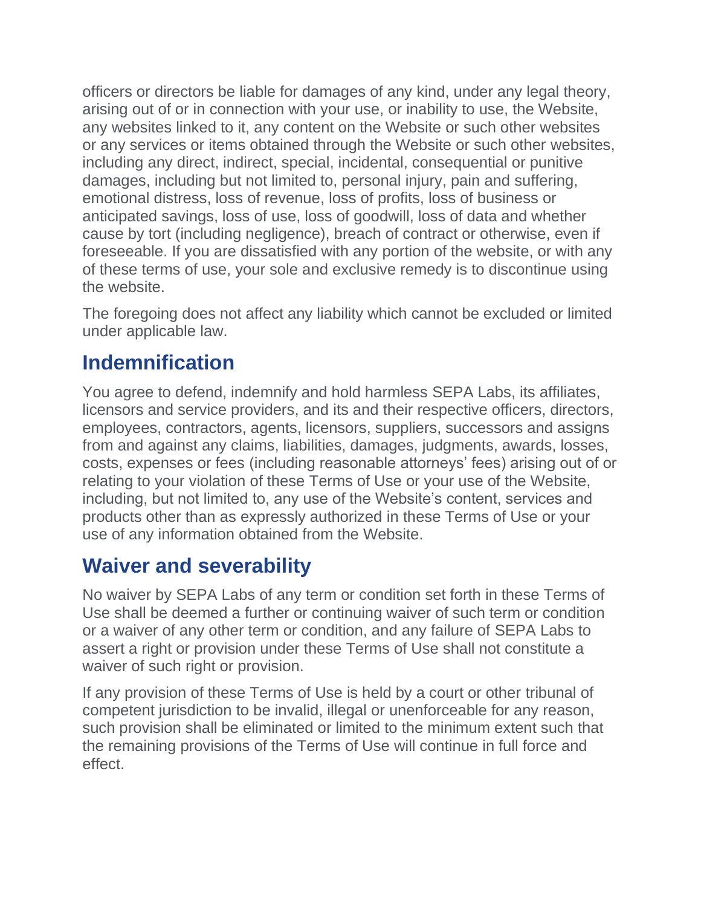officers or directors be liable for damages of any kind, under any legal theory, arising out of or in connection with your use, or inability to use, the Website, any websites linked to it, any content on the Website or such other websites or any services or items obtained through the Website or such other websites, including any direct, indirect, special, incidental, consequential or punitive damages, including but not limited to, personal injury, pain and suffering, emotional distress, loss of revenue, loss of profits, loss of business or anticipated savings, loss of use, loss of goodwill, loss of data and whether cause by tort (including negligence), breach of contract or otherwise, even if foreseeable. If you are dissatisfied with any portion of the website, or with any of these terms of use, your sole and exclusive remedy is to discontinue using the website.

The foregoing does not affect any liability which cannot be excluded or limited under applicable law.

## Indemnification

You agree to defend, indemnify and hold harmless SEPA Labs, its affiliates, licensors and service providers, and its and their respective officers, directors, employees, contractors, agents, licensors, suppliers, successors and assigns from and against any claims, liabilities, damages, judgments, awards, losses, costs, expenses or fees (including reasonable attorneys' fees) arising out of or relating to your violation of these Terms of Use or your use of the Website, including, but not limited to, any use of the Website's content, services and products other than as expressly authorized in these Terms of Use or your use of any information obtained from the Website.

## Waiver and severability

No waiver by SEPA Labs of any term or condition set forth in these Terms of Use shall be deemed a further or continuing waiver of such term or condition or a waiver of any other term or condition, and any failure of SEPA Labs to assert a right or provision under these Terms of Use shall not constitute a waiver of such right or provision.

If any provision of these Terms of Use is held by a court or other tribunal of competent jurisdiction to be invalid, illegal or unenforceable for any reason, such provision shall be eliminated or limited to the minimum extent such that the remaining provisions of the Terms of Use will continue in full force and effect.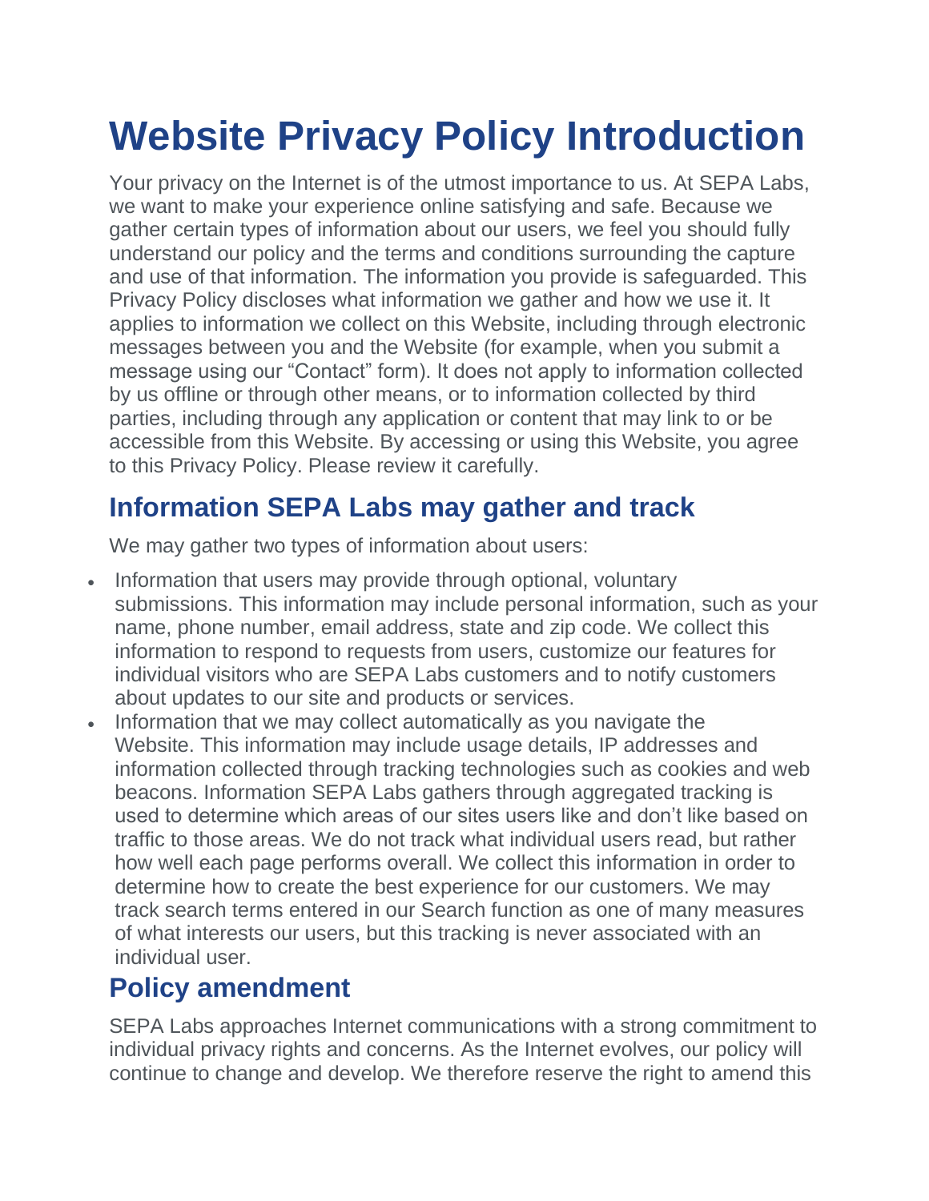# Website Privacy Policy Introduction

Your privacy on the Internet is of the utmost importance to us. At SEPA Labs, we want to make your experience online satisfying and safe. Because we gather certain types of information about our users, we feel you should fully understand our policy and the terms and conditions surrounding the capture and use of that information. The information you provide is safeguarded. This Privacy Policy discloses what information we gather and how we use it. It applies to information we collect on this Website, including through electronic messages between you and the Website (for example, when you submit a message using our "Contact" form). It does not apply to information collected by us offline or through other means, or to information collected by third parties, including through any application or content that may link to or be accessible from this Website. By accessing or using this Website, you agree to this Privacy Policy. Please review it carefully.

## Information SEPA Labs may gather and track

We may gather two types of information about users:

- Information that users may provide through optional, voluntary submissions. This information may include personal information, such as your name, phone number, email address, state and zip code. We collect this information to respond to requests from users, customize our features for individual visitors who are SEPA Labs customers and to notify customers about updates to our site and products or services.
- Information that we may collect automatically as you navigate the Website. This information may include usage details, IP addresses and information collected through tracking technologies such as cookies and web beacons. Information SEPA Labs gathers through aggregated tracking is used to determine which areas of our sites users like and don't like based on traffic to those areas. We do not track what individual users read, but rather how well each page performs overall. We collect this information in order to determine how to create the best experience for our customers. We may track search terms entered in our Search function as one of many measures of what interests our users, but this tracking is never associated with an individual user.

## Policy amendment

SEPA Labs approaches Internet communications with a strong commitment to individual privacy rights and concerns. As the Internet evolves, our policy will continue to change and develop. We therefore reserve the right to amend this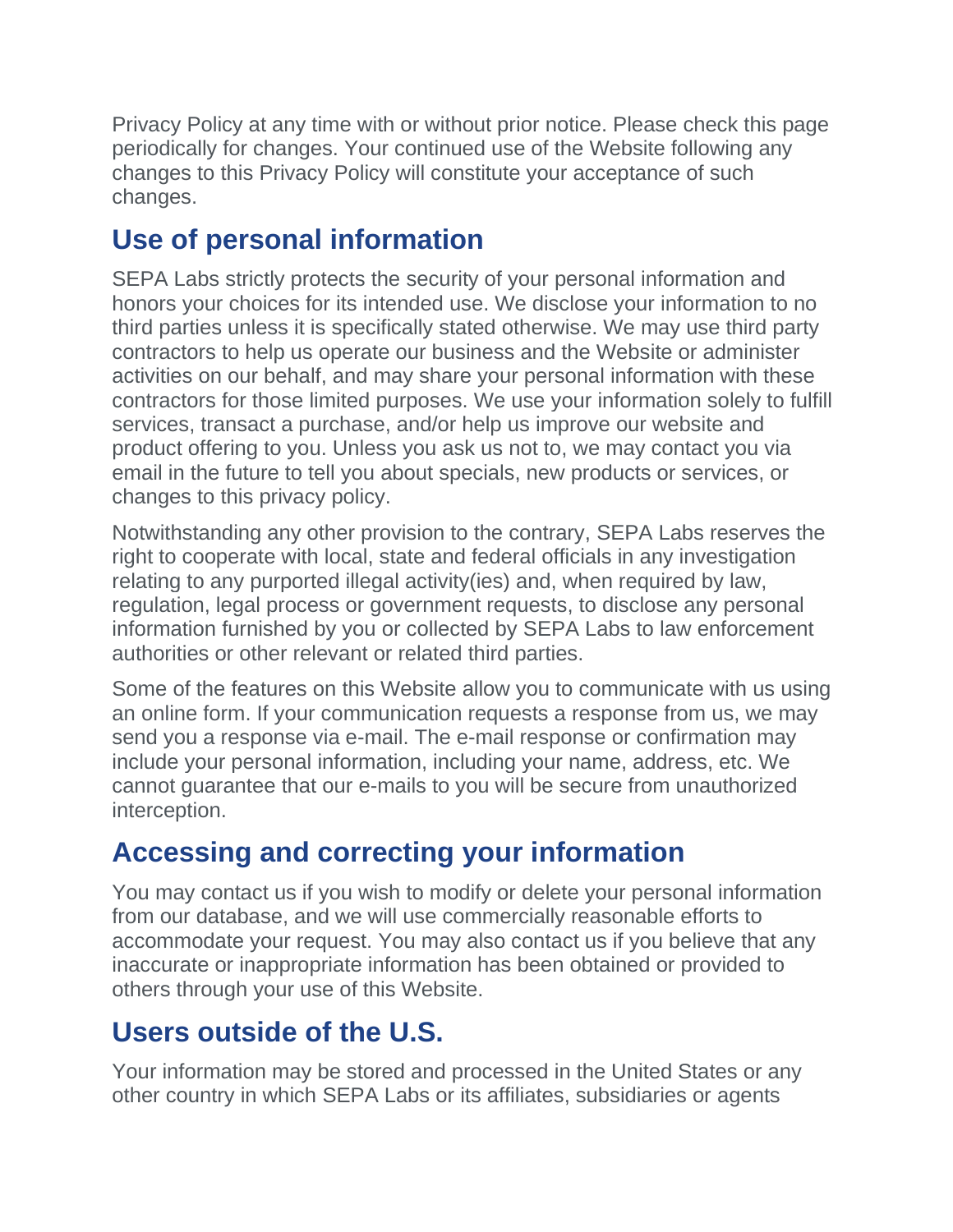Privacy Policy at any time with or without prior notice. Please check this page periodically for changes. Your continued use of the Website following any changes to this Privacy Policy will constitute your acceptance of such changes.

## Use of personal information

SEPA Labs strictly protects the security of your personal information and honors your choices for its intended use. We disclose your information to no third parties unless it is specifically stated otherwise. We may use third party contractors to help us operate our business and the Website or administer activities on our behalf, and may share your personal information with these contractors for those limited purposes. We use your information solely to fulfill services, transact a purchase, and/or help us improve our website and product offering to you. Unless you ask us not to, we may contact you via email in the future to tell you about specials, new products or services, or changes to this privacy policy.

Notwithstanding any other provision to the contrary, SEPA Labs reserves the right to cooperate with local, state and federal officials in any investigation relating to any purported illegal activity(ies) and, when required by law, regulation, legal process or government requests, to disclose any personal information furnished by you or collected by SEPA Labs to law enforcement authorities or other relevant or related third parties.

Some of the features on this Website allow you to communicate with us using an online form. If your communication requests a response from us, we may send you a response via e-mail. The e-mail response or confirmation may include your personal information, including your name, address, etc. We cannot guarantee that our e-mails to you will be secure from unauthorized interception.

## Accessing and correcting your information

You may contact us if you wish to modify or delete your personal information from our database, and we will use commercially reasonable efforts to accommodate your request. You may also contact us if you believe that any inaccurate or inappropriate information has been obtained or provided to others through your use of this Website.

## Users outside of the U.S.

Your information may be stored and processed in the United States or any other country in which SEPA Labs or its affiliates, subsidiaries or agents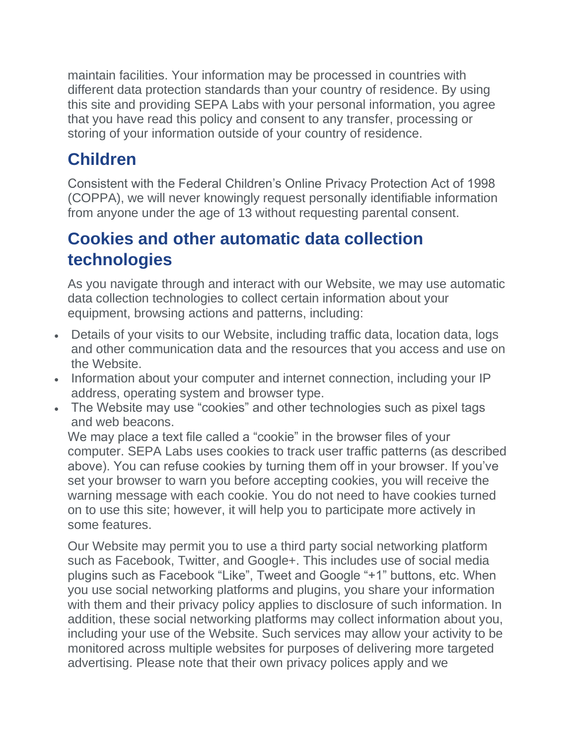maintain facilities. Your information may be processed in countries with different data protection standards than your country of residence. By using this site and providing SEPA Labs with your personal information, you agree that you have read this policy and consent to any transfer, processing or storing of your information outside of your country of residence.

## Children

Consistent with the Federal Children's Online Privacy Protection Act of 1998 (COPPA), we will never knowingly request personally identifiable information from anyone under the age of 13 without requesting parental consent.

## Cookies and other automatic data collection technologies

As you navigate through and interact with our Website, we may use automatic data collection technologies to collect certain information about your equipment, browsing actions and patterns, including:

- Details of your visits to our Website, including traffic data, location data, logs and other communication data and the resources that you access and use on the Website.
- Information about your computer and internet connection, including your IP address, operating system and browser type.
- The Website may use "cookies" and other technologies such as pixel tags and web beacons.

We may place a text file called a "cookie" in the browser files of your computer. SEPA Labs uses cookies to track user traffic patterns (as described above). You can refuse cookies by turning them off in your browser. If you've set your browser to warn you before accepting cookies, you will receive the warning message with each cookie. You do not need to have cookies turned on to use this site; however, it will help you to participate more actively in some features.

Our Website may permit you to use a third party social networking platform such as Facebook, Twitter, and Google+. This includes use of social media plugins such as Facebook "Like", Tweet and Google "+1" buttons, etc. When you use social networking platforms and plugins, you share your information with them and their privacy policy applies to disclosure of such information. In addition, these social networking platforms may collect information about you, including your use of the Website. Such services may allow your activity to be monitored across multiple websites for purposes of delivering more targeted advertising. Please note that their own privacy polices apply and we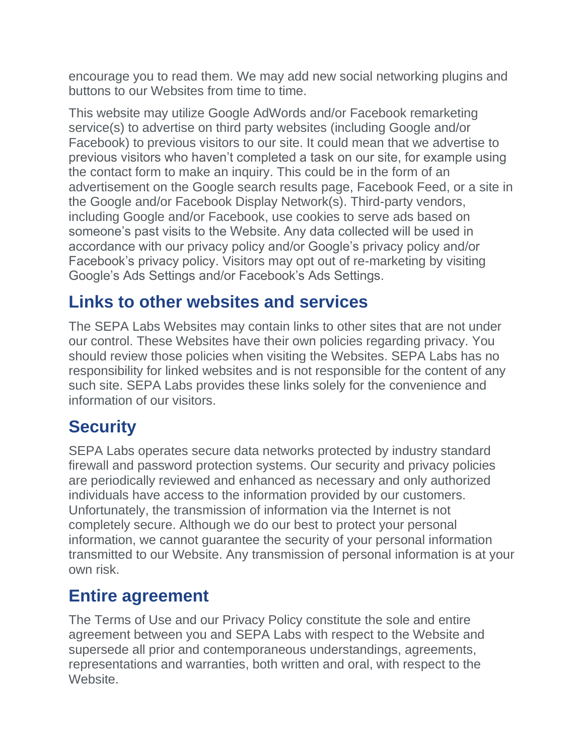encourage you to read them. We may add new social networking plugins and buttons to our Websites from time to time.

This website may utilize Google AdWords and/or Facebook remarketing service(s) to advertise on third party websites (including Google and/or Facebook) to previous visitors to our site. It could mean that we advertise to previous visitors who haven't completed a task on our site, for example using the contact form to make an inquiry. This could be in the form of an advertisement on the Google search results page, Facebook Feed, or a site in the Google and/or Facebook Display Network(s). Third-party vendors, including Google and/or Facebook, use cookies to serve ads based on someone's past visits to the Website. Any data collected will be used in accordance with our privacy policy and/or Google's privacy policy and/or Facebook's privacy policy. Visitors may opt out of re-marketing by visiting Google's Ads Settings and/or Facebook's Ads Settings.

## Links to other websites and services

The SEPA Labs Websites may contain links to other sites that are not under our control. These Websites have their own policies regarding privacy. You should review those policies when visiting the Websites. SEPA Labs has no responsibility for linked websites and is not responsible for the content of any such site. SEPA Labs provides these links solely for the convenience and information of our visitors.

## Security

SEPA Labs operates secure data networks protected by industry standard firewall and password protection systems. Our security and privacy policies are periodically reviewed and enhanced as necessary and only authorized individuals have access to the information provided by our customers. Unfortunately, the transmission of information via the Internet is not completely secure. Although we do our best to protect your personal information, we cannot guarantee the security of your personal information transmitted to our Website. Any transmission of personal information is at your own risk.

## Entire agreement

The Terms of Use and our Privacy Policy constitute the sole and entire agreement between you and SEPA Labs with respect to the Website and supersede all prior and contemporaneous understandings, agreements, representations and warranties, both written and oral, with respect to the Website.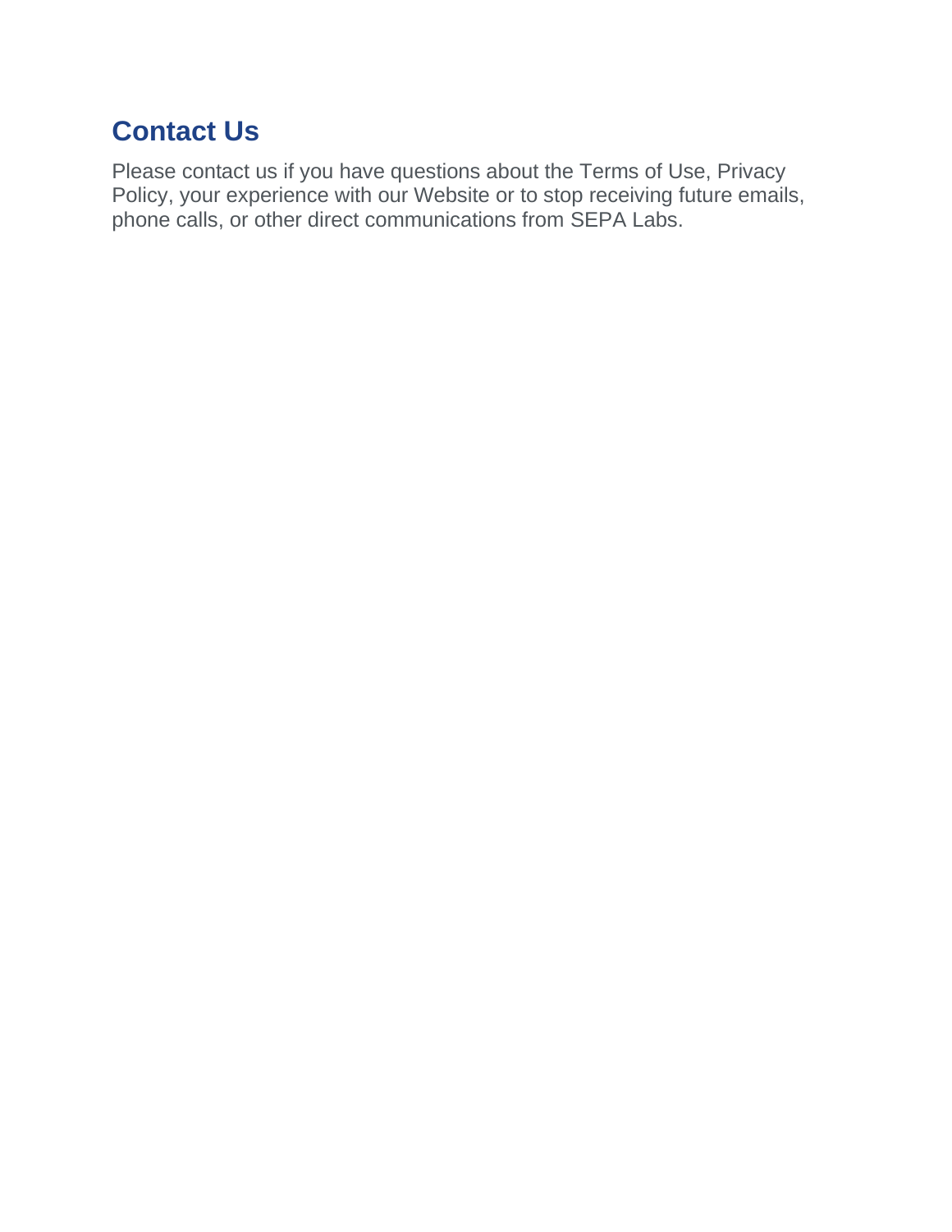## Contact Us

Please contact us if you have questions about the Terms of Use, Privacy Policy, your experience with our Website or to stop receiving future emails, phone calls, or other direct communications from SEPA Labs.